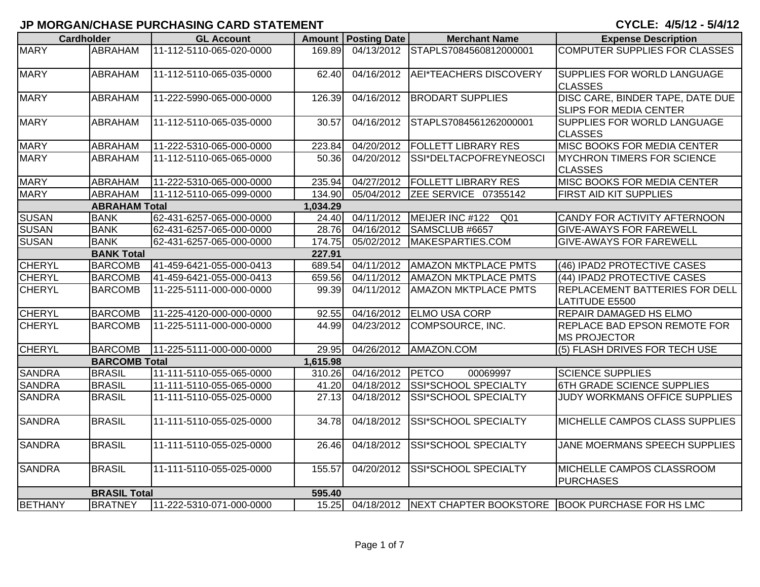# JP MORGAN/CHASE PURCHASING CARD STATEMENT

**CYCLE: 4/5/12 - 5/4/12**

| Cardholder | | GL Account | Amount | Posting Date | Merchant Name | Expense Description |
|---|---|---|---|---|---|---|
| MARY | ABRAHAM | 11-112-5110-065-020-0000 | 169.89 | 04/13/2012 | STAPLS7084560812000001 | COMPUTER SUPPLIES FOR CLASSES |
| MARY | ABRAHAM | 11-112-5110-065-035-0000 | 62.40 | 04/16/2012 | AEI*TEACHERS DISCOVERY | SUPPLIES FOR WORLD LANGUAGE CLASSES |
| MARY | ABRAHAM | 11-222-5990-065-000-0000 | 126.39 | 04/16/2012 | BRODART SUPPLIES | DISC CARE, BINDER TAPE, DATE DUE SLIPS FOR MEDIA CENTER |
| MARY | ABRAHAM | 11-112-5110-065-035-0000 | 30.57 | 04/16/2012 | STAPLS7084561262000001 | SUPPLIES FOR WORLD LANGUAGE CLASSES |
| MARY | ABRAHAM | 11-222-5310-065-000-0000 | 223.84 | 04/20/2012 | FOLLETT LIBRARY RES | MISC BOOKS FOR MEDIA CENTER |
| MARY | ABRAHAM | 11-112-5110-065-065-0000 | 50.36 | 04/20/2012 | SSI*DELTACPOFREYNEOSCI | MYCHRON TIMERS FOR SCIENCE CLASSES |
| MARY | ABRAHAM | 11-222-5310-065-000-0000 | 235.94 | 04/27/2012 | FOLLETT LIBRARY RES | MISC BOOKS FOR MEDIA CENTER |
| MARY | ABRAHAM | 11-112-5110-065-099-0000 | 134.90 | 05/04/2012 | ZEE SERVICE 07355142 | FIRST AID KIT SUPPLIES |
| | ABRAHAM Total | | 1,034.29 | | | |
| SUSAN | BANK | 62-431-6257-065-000-0000 | 24.40 | 04/11/2012 | MEIJER INC #122 Q01 | CANDY FOR ACTIVITY AFTERNOON |
| SUSAN | BANK | 62-431-6257-065-000-0000 | 28.76 | 04/16/2012 | SAMSCLUB #6657 | GIVE-AWAYS FOR FAREWELL |
| SUSAN | BANK | 62-431-6257-065-000-0000 | 174.75 | 05/02/2012 | MAKESPARTIES.COM | GIVE-AWAYS FOR FAREWELL |
| | BANK Total | | 227.91 | | | |
| CHERYL | BARCOMB | 41-459-6421-055-000-0413 | 689.54 | 04/11/2012 | AMAZON MKTPLACE PMTS | (46) IPAD2 PROTECTIVE CASES |
| CHERYL | BARCOMB | 41-459-6421-055-000-0413 | 659.56 | 04/11/2012 | AMAZON MKTPLACE PMTS | (44) IPAD2 PROTECTIVE CASES |
| CHERYL | BARCOMB | 11-225-5111-000-000-0000 | 99.39 | 04/11/2012 | AMAZON MKTPLACE PMTS | REPLACEMENT BATTERIES FOR DELL LATITUDE E5500 |
| CHERYL | BARCOMB | 11-225-4120-000-000-0000 | 92.55 | 04/16/2012 | ELMO USA CORP | REPAIR DAMAGED HS ELMO |
| CHERYL | BARCOMB | 11-225-5111-000-000-0000 | 44.99 | 04/23/2012 | COMPSOURCE, INC. | REPLACE BAD EPSON REMOTE FOR MS PROJECTOR |
| CHERYL | BARCOMB | 11-225-5111-000-000-0000 | 29.95 | 04/26/2012 | AMAZON.COM | (5) FLASH DRIVES FOR TECH USE |
| | BARCOMB Total | | 1,615.98 | | | |
| SANDRA | BRASIL | 11-111-5110-055-065-0000 | 310.26 | 04/16/2012 | PETCO 00069997 | SCIENCE SUPPLIES |
| SANDRA | BRASIL | 11-111-5110-055-065-0000 | 41.20 | 04/18/2012 | SSI*SCHOOL SPECIALTY | 6TH GRADE SCIENCE SUPPLIES |
| SANDRA | BRASIL | 11-111-5110-055-025-0000 | 27.13 | 04/18/2012 | SSI*SCHOOL SPECIALTY | JUDY WORKMANS OFFICE SUPPLIES |
| SANDRA | BRASIL | 11-111-5110-055-025-0000 | 34.78 | 04/18/2012 | SSI*SCHOOL SPECIALTY | MICHELLE CAMPOS CLASS SUPPLIES |
| SANDRA | BRASIL | 11-111-5110-055-025-0000 | 26.46 | 04/18/2012 | SSI*SCHOOL SPECIALTY | JANE MOERMANS SPEECH SUPPLIES |
| SANDRA | BRASIL | 11-111-5110-055-025-0000 | 155.57 | 04/20/2012 | SSI*SCHOOL SPECIALTY | MICHELLE CAMPOS CLASSROOM PURCHASES |
| | BRASIL Total | | 595.40 | | | |
| BETHANY | BRATNEY | 11-222-5310-071-000-0000 | 15.25 | 04/18/2012 | NEXT CHAPTER BOOKSTORE | BOOK PURCHASE FOR HS LMC |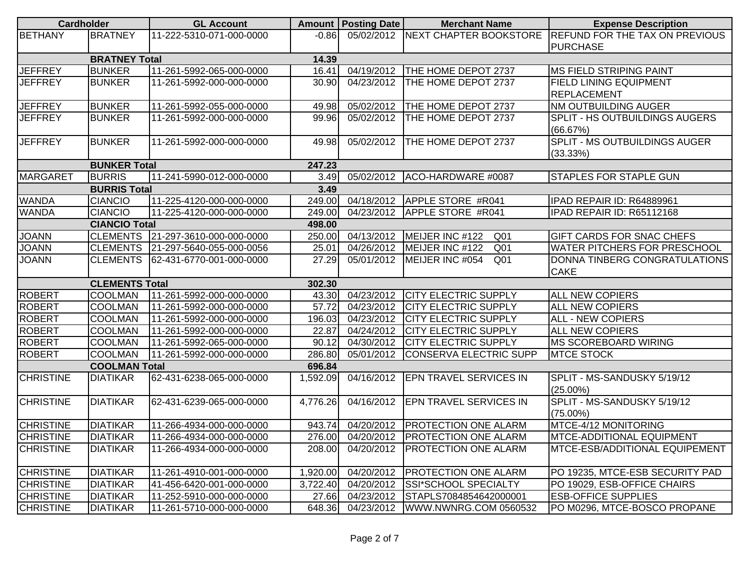| Cardholder | | GL Account | Amount | Posting Date | Merchant Name | Expense Description |
|---|---|---|---|---|---|---|
| BETHANY | BRATNEY | 11-222-5310-071-000-0000 | -0.86 | 05/02/2012 | NEXT CHAPTER BOOKSTORE | REFUND FOR THE TAX ON PREVIOUS PURCHASE |
| | BRATNEY Total | | 14.39 | | | |
| JEFFREY | BUNKER | 11-261-5992-065-000-0000 | 16.41 | 04/19/2012 | THE HOME DEPOT 2737 | MS FIELD STRIPING PAINT |
| JEFFREY | BUNKER | 11-261-5992-000-000-0000 | 30.90 | 04/23/2012 | THE HOME DEPOT 2737 | FIELD LINING EQUIPMENT REPLACEMENT |
| JEFFREY | BUNKER | 11-261-5992-055-000-0000 | 49.98 | 05/02/2012 | THE HOME DEPOT 2737 | NM OUTBUILDING AUGER |
| JEFFREY | BUNKER | 11-261-5992-000-000-0000 | 99.96 | 05/02/2012 | THE HOME DEPOT 2737 | SPLIT - HS OUTBUILDINGS AUGERS (66.67%) |
| JEFFREY | BUNKER | 11-261-5992-000-000-0000 | 49.98 | 05/02/2012 | THE HOME DEPOT 2737 | SPLIT - MS OUTBUILDINGS AUGER (33.33%) |
| | BUNKER Total | | 247.23 | | | |
| MARGARET | BURRIS | 11-241-5990-012-000-0000 | 3.49 | 05/02/2012 | ACO-HARDWARE #0087 | STAPLES FOR STAPLE GUN |
| | BURRIS Total | | 3.49 | | | |
| WANDA | CIANCIO | 11-225-4120-000-000-0000 | 249.00 | 04/18/2012 | APPLE STORE #R041 | IPAD REPAIR ID: R64889961 |
| WANDA | CIANCIO | 11-225-4120-000-000-0000 | 249.00 | 04/23/2012 | APPLE STORE #R041 | IPAD REPAIR ID: R65112168 |
| | CIANCIO Total | | 498.00 | | | |
| JOANN | CLEMENTS | 21-297-3610-000-000-0000 | 250.00 | 04/13/2012 | MEIJER INC #122 Q01 | GIFT CARDS FOR SNAC CHEFS |
| JOANN | CLEMENTS | 21-297-5640-055-000-0056 | 25.01 | 04/26/2012 | MEIJER INC #122 Q01 | WATER PITCHERS FOR PRESCHOOL |
| JOANN | CLEMENTS | 62-431-6770-001-000-0000 | 27.29 | 05/01/2012 | MEIJER INC #054 Q01 | DONNA TINBERG CONGRATULATIONS CAKE |
| | CLEMENTS Total | | 302.30 | | | |
| ROBERT | COOLMAN | 11-261-5992-000-000-0000 | 43.30 | 04/23/2012 | CITY ELECTRIC SUPPLY | ALL NEW COPIERS |
| ROBERT | COOLMAN | 11-261-5992-000-000-0000 | 57.72 | 04/23/2012 | CITY ELECTRIC SUPPLY | ALL NEW COPIERS |
| ROBERT | COOLMAN | 11-261-5992-000-000-0000 | 196.03 | 04/23/2012 | CITY ELECTRIC SUPPLY | ALL - NEW COPIERS |
| ROBERT | COOLMAN | 11-261-5992-000-000-0000 | 22.87 | 04/24/2012 | CITY ELECTRIC SUPPLY | ALL NEW COPIERS |
| ROBERT | COOLMAN | 11-261-5992-065-000-0000 | 90.12 | 04/30/2012 | CITY ELECTRIC SUPPLY | MS SCOREBOARD WIRING |
| ROBERT | COOLMAN | 11-261-5992-000-000-0000 | 286.80 | 05/01/2012 | CONSERVA ELECTRIC SUPP | MTCE STOCK |
| | COOLMAN Total | | 696.84 | | | |
| CHRISTINE | DIATIKAR | 62-431-6238-065-000-0000 | 1,592.09 | 04/16/2012 | EPN TRAVEL SERVICES IN | SPLIT - MS-SANDUSKY 5/19/12 (25.00%) |
| CHRISTINE | DIATIKAR | 62-431-6239-065-000-0000 | 4,776.26 | 04/16/2012 | EPN TRAVEL SERVICES IN | SPLIT - MS-SANDUSKY 5/19/12 (75.00%) |
| CHRISTINE | DIATIKAR | 11-266-4934-000-000-0000 | 943.74 | 04/20/2012 | PROTECTION ONE ALARM | MTCE-4/12 MONITORING |
| CHRISTINE | DIATIKAR | 11-266-4934-000-000-0000 | 276.00 | 04/20/2012 | PROTECTION ONE ALARM | MTCE-ADDITIONAL EQUIPMENT |
| CHRISTINE | DIATIKAR | 11-266-4934-000-000-0000 | 208.00 | 04/20/2012 | PROTECTION ONE ALARM | MTCE-ESB/ADDITIONAL EQUIPEMENT |
| CHRISTINE | DIATIKAR | 11-261-4910-001-000-0000 | 1,920.00 | 04/20/2012 | PROTECTION ONE ALARM | PO 19235, MTCE-ESB SECURITY PAD |
| CHRISTINE | DIATIKAR | 41-456-6420-001-000-0000 | 3,722.40 | 04/20/2012 | SSI*SCHOOL SPECIALTY | PO 19029, ESB-OFFICE CHAIRS |
| CHRISTINE | DIATIKAR | 11-252-5910-000-000-0000 | 27.66 | 04/23/2012 | STAPLS7084854642000001 | ESB-OFFICE SUPPLIES |
| CHRISTINE | DIATIKAR | 11-261-5710-000-000-0000 | 648.36 | 04/23/2012 | WWW.NWNRG.COM 0560532 | PO M0296, MTCE-BOSCO PROPANE |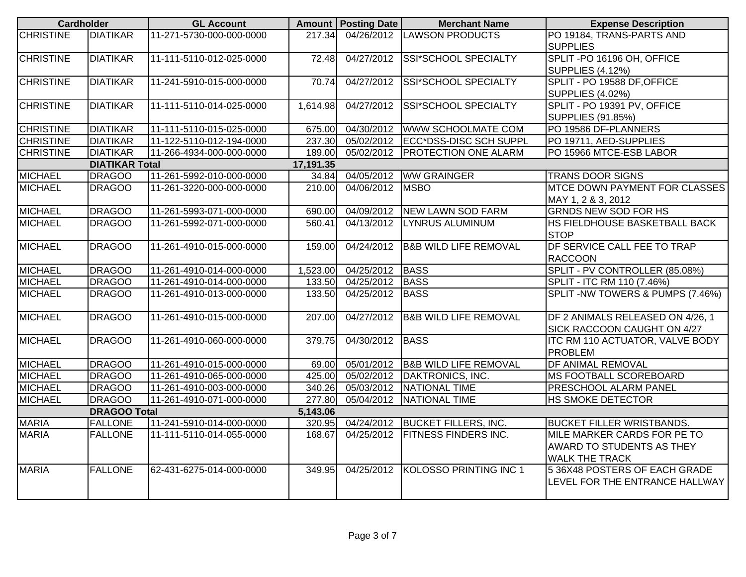| Cardholder | | GL Account | Amount | Posting Date | Merchant Name | Expense Description |
|---|---|---|---|---|---|---|
| CHRISTINE | DIATIKAR | 11-271-5730-000-000-0000 | 217.34 | 04/26/2012 | LAWSON PRODUCTS | PO 19184, TRANS-PARTS AND SUPPLIES |
| CHRISTINE | DIATIKAR | 11-111-5110-012-025-0000 | 72.48 | 04/27/2012 | SSI*SCHOOL SPECIALTY | SPLIT -PO 16196 OH, OFFICE SUPPLIES (4.12%) |
| CHRISTINE | DIATIKAR | 11-241-5910-015-000-0000 | 70.74 | 04/27/2012 | SSI*SCHOOL SPECIALTY | SPLIT - PO 19588 DF,OFFICE SUPPLIES (4.02%) |
| CHRISTINE | DIATIKAR | 11-111-5110-014-025-0000 | 1,614.98 | 04/27/2012 | SSI*SCHOOL SPECIALTY | SPLIT - PO 19391 PV, OFFICE SUPPLIES (91.85%) |
| CHRISTINE | DIATIKAR | 11-111-5110-015-025-0000 | 675.00 | 04/30/2012 | WWW SCHOOLMATE COM | PO 19586 DF-PLANNERS |
| CHRISTINE | DIATIKAR | 11-122-5110-012-194-0000 | 237.30 | 05/02/2012 | ECC*DSS-DISC SCH SUPPL | PO 19711, AED-SUPPLIES |
| CHRISTINE | DIATIKAR | 11-266-4934-000-000-0000 | 189.00 | 05/02/2012 | PROTECTION ONE ALARM | PO 15966 MTCE-ESB LABOR |
| | DIATIKAR Total | | 17,191.35 | | | |
| MICHAEL | DRAGOO | 11-261-5992-010-000-0000 | 34.84 | 04/05/2012 | WW GRAINGER | TRANS DOOR SIGNS |
| MICHAEL | DRAGOO | 11-261-3220-000-000-0000 | 210.00 | 04/06/2012 | MSBO | MTCE DOWN PAYMENT FOR CLASSES MAY 1, 2 & 3, 2012 |
| MICHAEL | DRAGOO | 11-261-5993-071-000-0000 | 690.00 | 04/09/2012 | NEW LAWN SOD FARM | GRNDS NEW SOD FOR HS |
| MICHAEL | DRAGOO | 11-261-5992-071-000-0000 | 560.41 | 04/13/2012 | LYNRUS ALUMINUM | HS FIELDHOUSE BASKETBALL BACK STOP |
| MICHAEL | DRAGOO | 11-261-4910-015-000-0000 | 159.00 | 04/24/2012 | B&B WILD LIFE REMOVAL | DF SERVICE CALL FEE TO TRAP RACCOON |
| MICHAEL | DRAGOO | 11-261-4910-014-000-0000 | 1,523.00 | 04/25/2012 | BASS | SPLIT - PV CONTROLLER (85.08%) |
| MICHAEL | DRAGOO | 11-261-4910-014-000-0000 | 133.50 | 04/25/2012 | BASS | SPLIT - ITC RM 110 (7.46%) |
| MICHAEL | DRAGOO | 11-261-4910-013-000-0000 | 133.50 | 04/25/2012 | BASS | SPLIT -NW TOWERS & PUMPS (7.46%) |
| MICHAEL | DRAGOO | 11-261-4910-015-000-0000 | 207.00 | 04/27/2012 | B&B WILD LIFE REMOVAL | DF 2 ANIMALS RELEASED ON 4/26, 1 SICK RACCOON CAUGHT ON 4/27 |
| MICHAEL | DRAGOO | 11-261-4910-060-000-0000 | 379.75 | 04/30/2012 | BASS | ITC RM 110 ACTUATOR, VALVE BODY PROBLEM |
| MICHAEL | DRAGOO | 11-261-4910-015-000-0000 | 69.00 | 05/01/2012 | B&B WILD LIFE REMOVAL | DF ANIMAL REMOVAL |
| MICHAEL | DRAGOO | 11-261-4910-065-000-0000 | 425.00 | 05/02/2012 | DAKTRONICS, INC. | MS FOOTBALL SCOREBOARD |
| MICHAEL | DRAGOO | 11-261-4910-003-000-0000 | 340.26 | 05/03/2012 | NATIONAL TIME | PRESCHOOL ALARM PANEL |
| MICHAEL | DRAGOO | 11-261-4910-071-000-0000 | 277.80 | 05/04/2012 | NATIONAL TIME | HS SMOKE DETECTOR |
| | DRAGOO Total | | 5,143.06 | | | |
| MARIA | FALLONE | 11-241-5910-014-000-0000 | 320.95 | 04/24/2012 | BUCKET FILLERS, INC. | BUCKET FILLER WRISTBANDS. |
| MARIA | FALLONE | 11-111-5110-014-055-0000 | 168.67 | 04/25/2012 | FITNESS FINDERS INC. | MILE MARKER CARDS FOR PE TO AWARD TO STUDENTS AS THEY WALK THE TRACK |
| MARIA | FALLONE | 62-431-6275-014-000-0000 | 349.95 | 04/25/2012 | KOLOSSO PRINTING INC 1 | 5 36X48 POSTERS OF EACH GRADE LEVEL FOR THE ENTRANCE HALLWAY |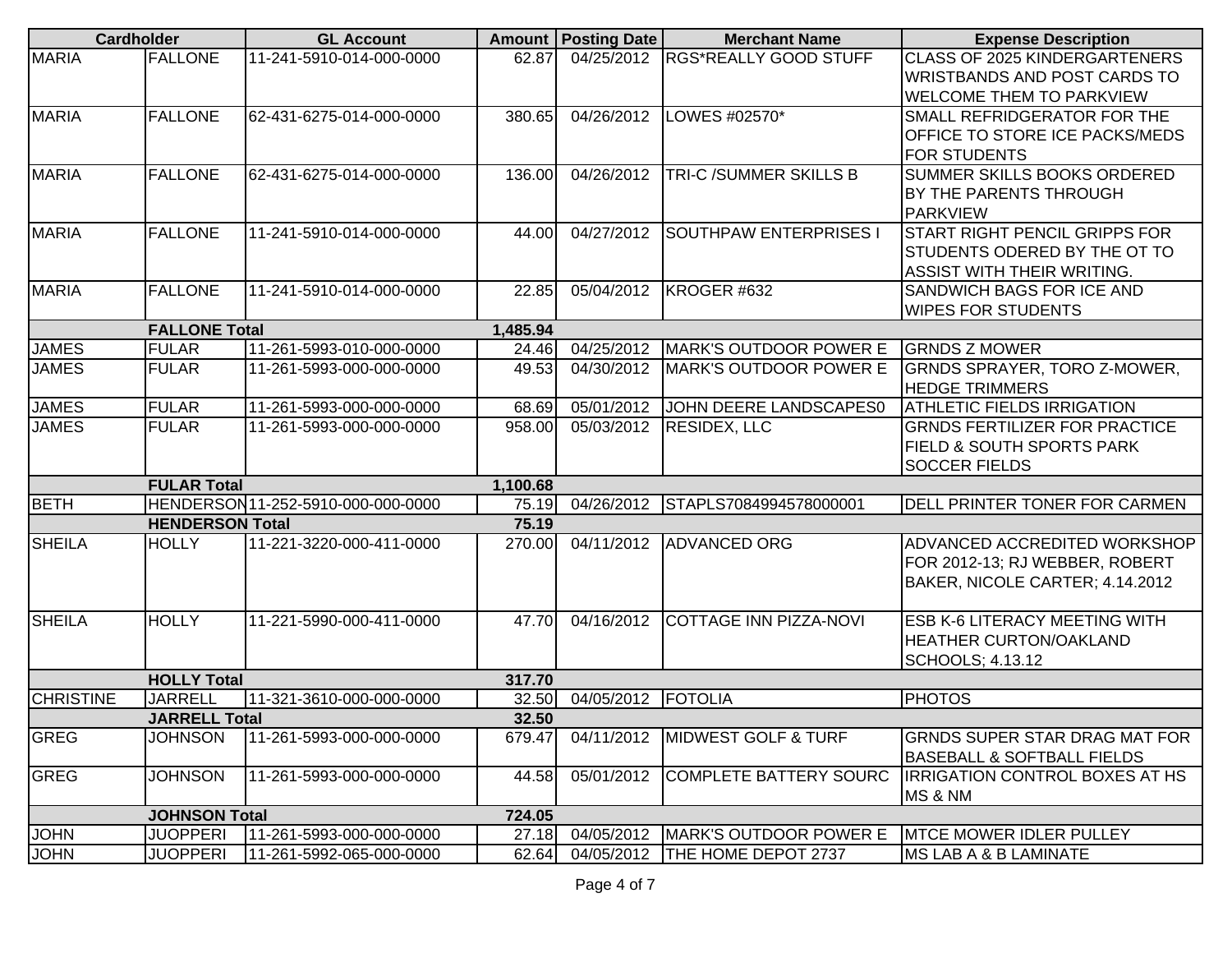| Cardholder | | GL Account | Amount | Posting Date | Merchant Name | Expense Description |
|---|---|---|---|---|---|---|
| MARIA | FALLONE | 11-241-5910-014-000-0000 | 62.87 | 04/25/2012 | RGS*REALLY GOOD STUFF | CLASS OF 2025 KINDERGARTENERS WRISTBANDS AND POST CARDS TO WELCOME THEM TO PARKVIEW |
| MARIA | FALLONE | 62-431-6275-014-000-0000 | 380.65 | 04/26/2012 | LOWES #02570* | SMALL REFRIDGERATOR FOR THE OFFICE TO STORE ICE PACKS/MEDS FOR STUDENTS |
| MARIA | FALLONE | 62-431-6275-014-000-0000 | 136.00 | 04/26/2012 | TRI-C /SUMMER SKILLS B | SUMMER SKILLS BOOKS ORDERED BY THE PARENTS THROUGH PARKVIEW |
| MARIA | FALLONE | 11-241-5910-014-000-0000 | 44.00 | 04/27/2012 | SOUTHPAW ENTERPRISES I | START RIGHT PENCIL GRIPPS FOR STUDENTS ODERED BY THE OT TO ASSIST WITH THEIR WRITING. |
| MARIA | FALLONE | 11-241-5910-014-000-0000 | 22.85 | 05/04/2012 | KROGER #632 | SANDWICH BAGS FOR ICE AND WIPES FOR STUDENTS |
| | **FALLONE Total** | | **1,485.94** | | | |
| JAMES | FULAR | 11-261-5993-010-000-0000 | 24.46 | 04/25/2012 | MARK'S OUTDOOR POWER E | GRNDS Z MOWER |
| JAMES | FULAR | 11-261-5993-000-000-0000 | 49.53 | 04/30/2012 | MARK'S OUTDOOR POWER E | GRNDS SPRAYER, TORO Z-MOWER, HEDGE TRIMMERS |
| JAMES | FULAR | 11-261-5993-000-000-0000 | 68.69 | 05/01/2012 | JOHN DEERE LANDSCAPES0 | ATHLETIC FIELDS IRRIGATION |
| JAMES | FULAR | 11-261-5993-000-000-0000 | 958.00 | 05/03/2012 | RESIDEX, LLC | GRNDS FERTILIZER FOR PRACTICE FIELD & SOUTH SPORTS PARK SOCCER FIELDS |
| | **FULAR Total** | | **1,100.68** | | | |
| BETH | HENDERSON | 11-252-5910-000-000-0000 | 75.19 | 04/26/2012 | STAPLS7084994578000001 | DELL PRINTER TONER FOR CARMEN |
| | **HENDERSON Total** | | **75.19** | | | |
| SHEILA | HOLLY | 11-221-3220-000-411-0000 | 270.00 | 04/11/2012 | ADVANCED ORG | ADVANCED ACCREDITED WORKSHOP FOR 2012-13; RJ WEBBER, ROBERT BAKER, NICOLE CARTER; 4.14.2012 |
| SHEILA | HOLLY | 11-221-5990-000-411-0000 | 47.70 | 04/16/2012 | COTTAGE INN PIZZA-NOVI | ESB K-6 LITERACY MEETING WITH HEATHER CURTON/OAKLAND SCHOOLS; 4.13.12 |
| | **HOLLY Total** | | **317.70** | | | |
| CHRISTINE | JARRELL | 11-321-3610-000-000-0000 | 32.50 | 04/05/2012 | FOTOLIA | PHOTOS |
| | **JARRELL Total** | | **32.50** | | | |
| GREG | JOHNSON | 11-261-5993-000-000-0000 | 679.47 | 04/11/2012 | MIDWEST GOLF & TURF | GRNDS SUPER STAR DRAG MAT FOR BASEBALL & SOFTBALL FIELDS |
| GREG | JOHNSON | 11-261-5993-000-000-0000 | 44.58 | 05/01/2012 | COMPLETE BATTERY SOURC | IRRIGATION CONTROL BOXES AT HS MS & NM |
| | **JOHNSON Total** | | **724.05** | | | |
| JOHN | JUOPPERI | 11-261-5993-000-000-0000 | 27.18 | 04/05/2012 | MARK'S OUTDOOR POWER E | MTCE MOWER IDLER PULLEY |
| JOHN | JUOPPERI | 11-261-5992-065-000-0000 | 62.64 | 04/05/2012 | THE HOME DEPOT 2737 | MS LAB A & B LAMINATE |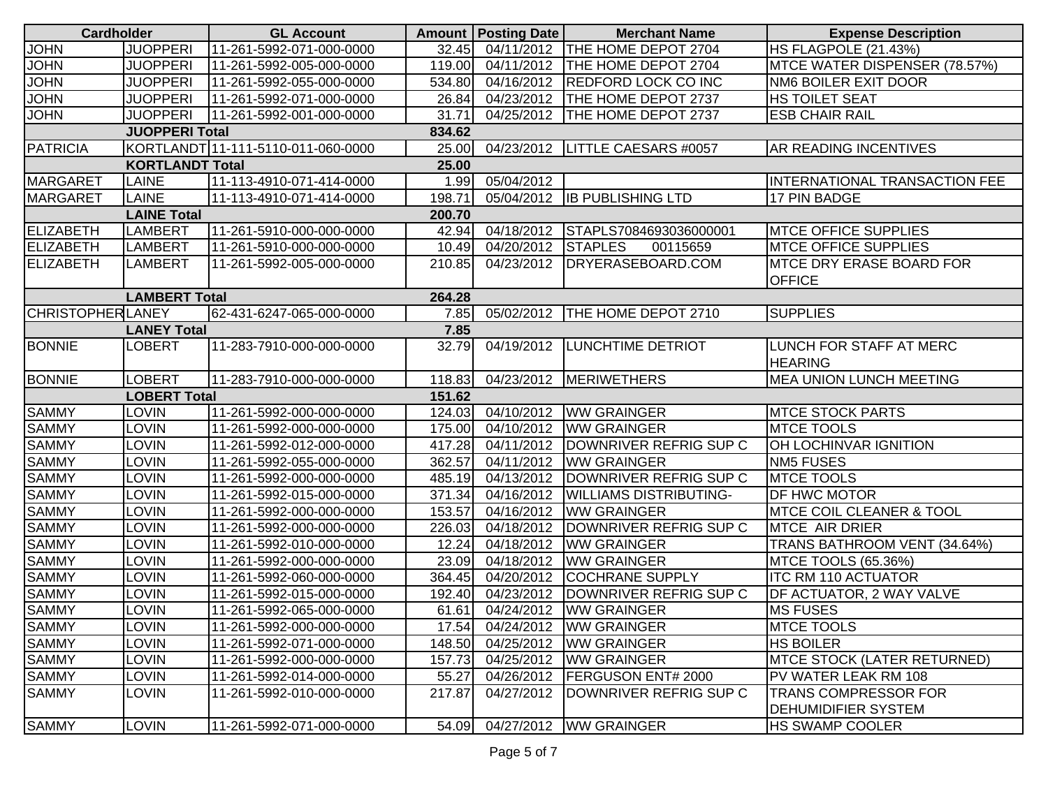| Cardholder | | GL Account | Amount | Posting Date | Merchant Name | Expense Description |
|---|---|---|---|---|---|---|
| JOHN | JUOPPERI | 11-261-5992-071-000-0000 | 32.45 | 04/11/2012 | THE HOME DEPOT 2704 | HS FLAGPOLE (21.43%) |
| JOHN | JUOPPERI | 11-261-5992-005-000-0000 | 119.00 | 04/11/2012 | THE HOME DEPOT 2704 | MTCE WATER DISPENSER (78.57%) |
| JOHN | JUOPPERI | 11-261-5992-055-000-0000 | 534.80 | 04/16/2012 | REDFORD LOCK CO INC | NM6 BOILER EXIT DOOR |
| JOHN | JUOPPERI | 11-261-5992-071-000-0000 | 26.84 | 04/23/2012 | THE HOME DEPOT 2737 | HS TOILET SEAT |
| JOHN | JUOPPERI | 11-261-5992-001-000-0000 | 31.71 | 04/25/2012 | THE HOME DEPOT 2737 | ESB CHAIR RAIL |
| | JUOPPERI Total | | 834.62 | | | |
| PATRICIA | KORTLANDT | 11-111-5110-011-060-0000 | 25.00 | 04/23/2012 | LITTLE CAESARS #0057 | AR READING INCENTIVES |
| | KORTLANDT Total | | 25.00 | | | |
| MARGARET | LAINE | 11-113-4910-071-414-0000 | 1.99 | 05/04/2012 | | INTERNATIONAL TRANSACTION FEE |
| MARGARET | LAINE | 11-113-4910-071-414-0000 | 198.71 | 05/04/2012 | IB PUBLISHING LTD | 17 PIN BADGE |
| | LAINE Total | | 200.70 | | | |
| ELIZABETH | LAMBERT | 11-261-5910-000-000-0000 | 42.94 | 04/18/2012 | STAPLS7084693036000001 | MTCE OFFICE SUPPLIES |
| ELIZABETH | LAMBERT | 11-261-5910-000-000-0000 | 10.49 | 04/20/2012 | STAPLES 00115659 | MTCE OFFICE SUPPLIES |
| ELIZABETH | LAMBERT | 11-261-5992-005-000-0000 | 210.85 | 04/23/2012 | DRYERASEBOARD.COM | MTCE DRY ERASE BOARD FOR OFFICE |
| | LAMBERT Total | | 264.28 | | | |
| CHRISTOPHER | LANEY | 62-431-6247-065-000-0000 | 7.85 | 05/02/2012 | THE HOME DEPOT 2710 | SUPPLIES |
| | LANEY Total | | 7.85 | | | |
| BONNIE | LOBERT | 11-283-7910-000-000-0000 | 32.79 | 04/19/2012 | LUNCHTIME DETRIOT | LUNCH FOR STAFF AT MERC HEARING |
| BONNIE | LOBERT | 11-283-7910-000-000-0000 | 118.83 | 04/23/2012 | MERIWETHERS | MEA UNION LUNCH MEETING |
| | LOBERT Total | | 151.62 | | | |
| SAMMY | LOVIN | 11-261-5992-000-000-0000 | 124.03 | 04/10/2012 | WW GRAINGER | MTCE STOCK PARTS |
| SAMMY | LOVIN | 11-261-5992-000-000-0000 | 175.00 | 04/10/2012 | WW GRAINGER | MTCE TOOLS |
| SAMMY | LOVIN | 11-261-5992-012-000-0000 | 417.28 | 04/11/2012 | DOWNRIVER REFRIG SUP C | OH LOCHINVAR IGNITION |
| SAMMY | LOVIN | 11-261-5992-055-000-0000 | 362.57 | 04/11/2012 | WW GRAINGER | NM5 FUSES |
| SAMMY | LOVIN | 11-261-5992-000-000-0000 | 485.19 | 04/13/2012 | DOWNRIVER REFRIG SUP C | MTCE TOOLS |
| SAMMY | LOVIN | 11-261-5992-015-000-0000 | 371.34 | 04/16/2012 | WILLIAMS DISTRIBUTING- | DF HWC MOTOR |
| SAMMY | LOVIN | 11-261-5992-000-000-0000 | 153.57 | 04/16/2012 | WW GRAINGER | MTCE COIL CLEANER & TOOL |
| SAMMY | LOVIN | 11-261-5992-000-000-0000 | 226.03 | 04/18/2012 | DOWNRIVER REFRIG SUP C | MTCE AIR DRIER |
| SAMMY | LOVIN | 11-261-5992-010-000-0000 | 12.24 | 04/18/2012 | WW GRAINGER | TRANS BATHROOM VENT (34.64%) |
| SAMMY | LOVIN | 11-261-5992-000-000-0000 | 23.09 | 04/18/2012 | WW GRAINGER | MTCE TOOLS (65.36%) |
| SAMMY | LOVIN | 11-261-5992-060-000-0000 | 364.45 | 04/20/2012 | COCHRANE SUPPLY | ITC RM 110 ACTUATOR |
| SAMMY | LOVIN | 11-261-5992-015-000-0000 | 192.40 | 04/23/2012 | DOWNRIVER REFRIG SUP C | DF ACTUATOR, 2 WAY VALVE |
| SAMMY | LOVIN | 11-261-5992-065-000-0000 | 61.61 | 04/24/2012 | WW GRAINGER | MS FUSES |
| SAMMY | LOVIN | 11-261-5992-000-000-0000 | 17.54 | 04/24/2012 | WW GRAINGER | MTCE TOOLS |
| SAMMY | LOVIN | 11-261-5992-071-000-0000 | 148.50 | 04/25/2012 | WW GRAINGER | HS BOILER |
| SAMMY | LOVIN | 11-261-5992-000-000-0000 | 157.73 | 04/25/2012 | WW GRAINGER | MTCE STOCK (LATER RETURNED) |
| SAMMY | LOVIN | 11-261-5992-014-000-0000 | 55.27 | 04/26/2012 | FERGUSON ENT# 2000 | PV WATER LEAK RM 108 |
| SAMMY | LOVIN | 11-261-5992-010-000-0000 | 217.87 | 04/27/2012 | DOWNRIVER REFRIG SUP C | TRANS COMPRESSOR FOR DEHUMIDIFIER SYSTEM |
| SAMMY | LOVIN | 11-261-5992-071-000-0000 | 54.09 | 04/27/2012 | WW GRAINGER | HS SWAMP COOLER |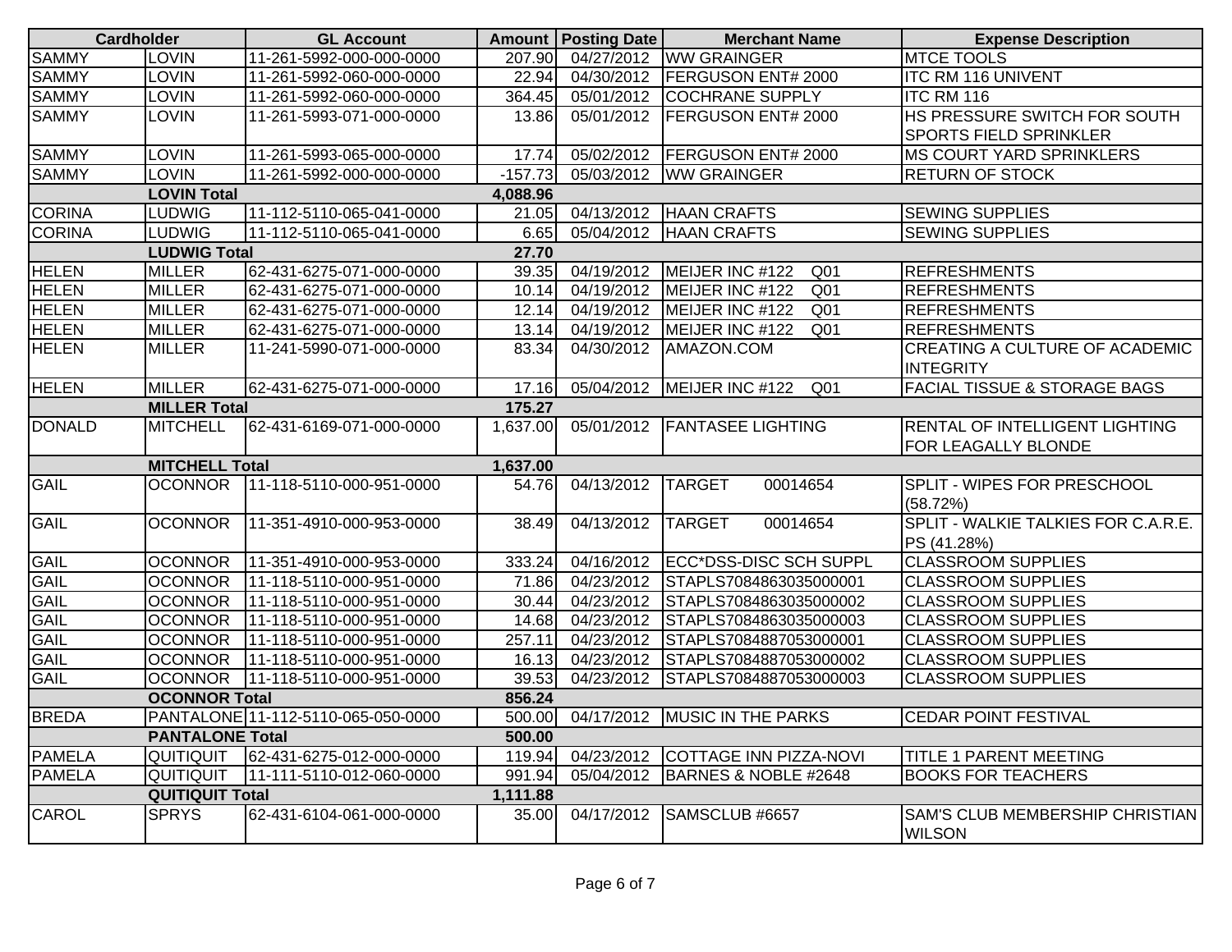| Cardholder | | GL Account | Amount | Posting Date | Merchant Name | Expense Description |
|---|---|---|---|---|---|---|
| SAMMY | LOVIN | 11-261-5992-000-000-0000 | 207.90 | 04/27/2012 | WW GRAINGER | MTCE TOOLS |
| SAMMY | LOVIN | 11-261-5992-060-000-0000 | 22.94 | 04/30/2012 | FERGUSON ENT# 2000 | ITC RM 116 UNIVENT |
| SAMMY | LOVIN | 11-261-5992-060-000-0000 | 364.45 | 05/01/2012 | COCHRANE SUPPLY | ITC RM 116 |
| SAMMY | LOVIN | 11-261-5993-071-000-0000 | 13.86 | 05/01/2012 | FERGUSON ENT# 2000 | HS PRESSURE SWITCH FOR SOUTH SPORTS FIELD SPRINKLER |
| SAMMY | LOVIN | 11-261-5993-065-000-0000 | 17.74 | 05/02/2012 | FERGUSON ENT# 2000 | MS COURT YARD SPRINKLERS |
| SAMMY | LOVIN | 11-261-5992-000-000-0000 | -157.73 | 05/03/2012 | WW GRAINGER | RETURN OF STOCK |
| | **LOVIN Total** | | **4,088.96** | | | |
| CORINA | LUDWIG | 11-112-5110-065-041-0000 | 21.05 | 04/13/2012 | HAAN CRAFTS | SEWING SUPPLIES |
| CORINA | LUDWIG | 11-112-5110-065-041-0000 | 6.65 | 05/04/2012 | HAAN CRAFTS | SEWING SUPPLIES |
| | **LUDWIG Total** | | **27.70** | | | |
| HELEN | MILLER | 62-431-6275-071-000-0000 | 39.35 | 04/19/2012 | MEIJER INC #122 Q01 | REFRESHMENTS |
| HELEN | MILLER | 62-431-6275-071-000-0000 | 10.14 | 04/19/2012 | MEIJER INC #122 Q01 | REFRESHMENTS |
| HELEN | MILLER | 62-431-6275-071-000-0000 | 12.14 | 04/19/2012 | MEIJER INC #122 Q01 | REFRESHMENTS |
| HELEN | MILLER | 62-431-6275-071-000-0000 | 13.14 | 04/19/2012 | MEIJER INC #122 Q01 | REFRESHMENTS |
| HELEN | MILLER | 11-241-5990-071-000-0000 | 83.34 | 04/30/2012 | AMAZON.COM | CREATING A CULTURE OF ACADEMIC INTEGRITY |
| HELEN | MILLER | 62-431-6275-071-000-0000 | 17.16 | 05/04/2012 | MEIJER INC #122 Q01 | FACIAL TISSUE & STORAGE BAGS |
| | **MILLER Total** | | **175.27** | | | |
| DONALD | MITCHELL | 62-431-6169-071-000-0000 | 1,637.00 | 05/01/2012 | FANTASEE LIGHTING | RENTAL OF INTELLIGENT LIGHTING FOR LEAGALLY BLONDE |
| | **MITCHELL Total** | | **1,637.00** | | | |
| GAIL | OCONNOR | 11-118-5110-000-951-0000 | 54.76 | 04/13/2012 | TARGET 00014654 | SPLIT - WIPES FOR PRESCHOOL (58.72%) |
| GAIL | OCONNOR | 11-351-4910-000-953-0000 | 38.49 | 04/13/2012 | TARGET 00014654 | SPLIT - WALKIE TALKIES FOR C.A.R.E. PS (41.28%) |
| GAIL | OCONNOR | 11-351-4910-000-953-0000 | 333.24 | 04/16/2012 | ECC*DSS-DISC SCH SUPPL | CLASSROOM SUPPLIES |
| GAIL | OCONNOR | 11-118-5110-000-951-0000 | 71.86 | 04/23/2012 | STAPLS7084863035000001 | CLASSROOM SUPPLIES |
| GAIL | OCONNOR | 11-118-5110-000-951-0000 | 30.44 | 04/23/2012 | STAPLS7084863035000002 | CLASSROOM SUPPLIES |
| GAIL | OCONNOR | 11-118-5110-000-951-0000 | 14.68 | 04/23/2012 | STAPLS7084863035000003 | CLASSROOM SUPPLIES |
| GAIL | OCONNOR | 11-118-5110-000-951-0000 | 257.11 | 04/23/2012 | STAPLS7084887053000001 | CLASSROOM SUPPLIES |
| GAIL | OCONNOR | 11-118-5110-000-951-0000 | 16.13 | 04/23/2012 | STAPLS7084887053000002 | CLASSROOM SUPPLIES |
| GAIL | OCONNOR | 11-118-5110-000-951-0000 | 39.53 | 04/23/2012 | STAPLS7084887053000003 | CLASSROOM SUPPLIES |
| | **OCONNOR Total** | | **856.24** | | | |
| BREDA | PANTALONE | 11-112-5110-065-050-0000 | 500.00 | 04/17/2012 | MUSIC IN THE PARKS | CEDAR POINT FESTIVAL |
| | **PANTALONE Total** | | **500.00** | | | |
| PAMELA | QUITIQUIT | 62-431-6275-012-000-0000 | 119.94 | 04/23/2012 | COTTAGE INN PIZZA-NOVI | TITLE 1 PARENT MEETING |
| PAMELA | QUITIQUIT | 11-111-5110-012-060-0000 | 991.94 | 05/04/2012 | BARNES & NOBLE #2648 | BOOKS FOR TEACHERS |
| | **QUITIQUIT Total** | | **1,111.88** | | | |
| CAROL | SPRYS | 62-431-6104-061-000-0000 | 35.00 | 04/17/2012 | SAMSCLUB #6657 | SAM'S CLUB MEMBERSHIP CHRISTIAN WILSON |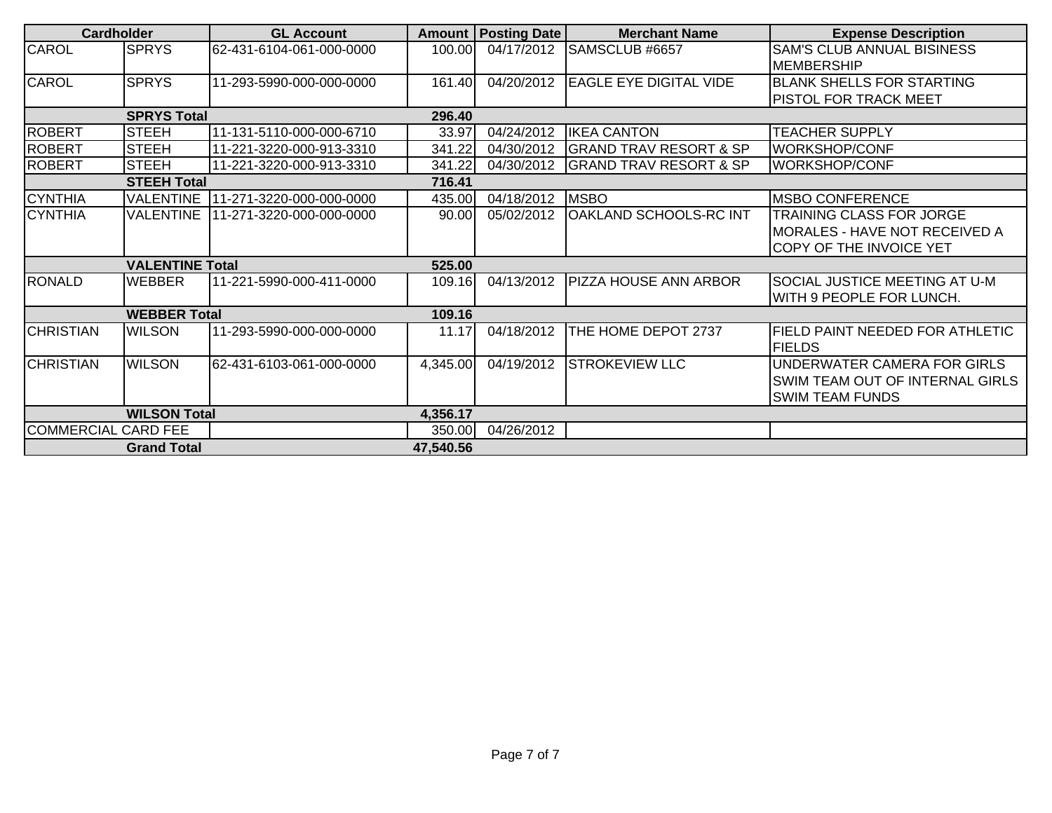| Cardholder | | GL Account | Amount | Posting Date | Merchant Name | Expense Description |
|---|---|---|---|---|---|---|
| CAROL | SPRYS | 62-431-6104-061-000-0000 | 100.00 | 04/17/2012 | SAMSCLUB #6657 | SAM'S CLUB ANNUAL BISINESS MEMBERSHIP |
| CAROL | SPRYS | 11-293-5990-000-000-0000 | 161.40 | 04/20/2012 | EAGLE EYE DIGITAL VIDE | BLANK SHELLS FOR STARTING PISTOL FOR TRACK MEET |
| | **SPRYS Total** | | **296.40** | | | |
| ROBERT | STEEH | 11-131-5110-000-000-6710 | 33.97 | 04/24/2012 | IKEA CANTON | TEACHER SUPPLY |
| ROBERT | STEEH | 11-221-3220-000-913-3310 | 341.22 | 04/30/2012 | GRAND TRAV RESORT & SP | WORKSHOP/CONF |
| ROBERT | STEEH | 11-221-3220-000-913-3310 | 341.22 | 04/30/2012 | GRAND TRAV RESORT & SP | WORKSHOP/CONF |
| | **STEEH Total** | | **716.41** | | | |
| CYNTHIA | VALENTINE | 11-271-3220-000-000-0000 | 435.00 | 04/18/2012 | MSBO | MSBO CONFERENCE |
| CYNTHIA | VALENTINE | 11-271-3220-000-000-0000 | 90.00 | 05/02/2012 | OAKLAND SCHOOLS-RC INT | TRAINING CLASS FOR JORGE MORALES - HAVE NOT RECEIVED A COPY OF THE INVOICE YET |
| | **VALENTINE Total** | | **525.00** | | | |
| RONALD | WEBBER | 11-221-5990-000-411-0000 | 109.16 | 04/13/2012 | PIZZA HOUSE ANN ARBOR | SOCIAL JUSTICE MEETING AT U-M WITH 9 PEOPLE FOR LUNCH. |
| | **WEBBER Total** | | **109.16** | | | |
| CHRISTIAN | WILSON | 11-293-5990-000-000-0000 | 11.17 | 04/18/2012 | THE HOME DEPOT 2737 | FIELD PAINT NEEDED FOR ATHLETIC FIELDS |
| CHRISTIAN | WILSON | 62-431-6103-061-000-0000 | 4,345.00 | 04/19/2012 | STROKEVIEW LLC | UNDERWATER CAMERA FOR GIRLS SWIM TEAM OUT OF INTERNAL GIRLS SWIM TEAM FUNDS |
| | **WILSON Total** | | **4,356.17** | | | |
| COMMERCIAL CARD FEE | | | 350.00 | 04/26/2012 | | |
| | **Grand Total** | | **47,540.56** | | | |